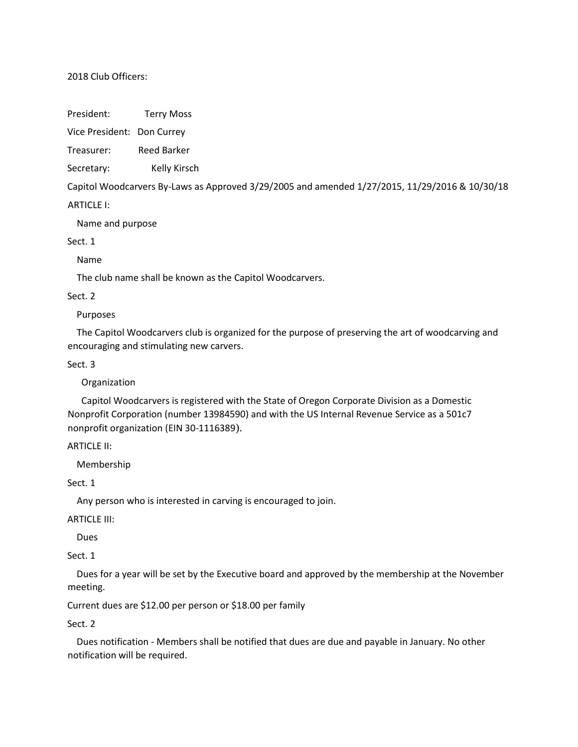2018 Club Officers:

President: Terry Moss

Vice President: Don Currey

Treasurer: Reed Barker

Secretary: Kelly Kirsch

Capitol Woodcarvers By-Laws as Approved 3/29/2005 and amended 1/27/2015, 11/29/2016 & 10/30/18

ARTICLE I:

Name and purpose

Sect. 1

Name

The club name shall be known as the Capitol Woodcarvers.

Sect. 2

Purposes

The Capitol Woodcarvers club is organized for the purpose of preserving the art of woodcarving and encouraging and stimulating new carvers.

Sect. 3

Organization

Capitol Woodcarvers is registered with the State of Oregon Corporate Division as a Domestic Nonprofit Corporation (number 13984590) and with the US Internal Revenue Service as a 501c7 nonprofit organization (EIN 30-1116389).

ARTICLE II:

Membership

Sect. 1

Any person who is interested in carving is encouraged to join.

ARTICLE III:

Dues

Sect. 1

Dues for a year will be set by the Executive board and approved by the membership at the November meeting.

Current dues are $12.00 per person or $18.00 per family

Sect. 2

Dues notification - Members shall be notified that dues are due and payable in January. No other notification will be required.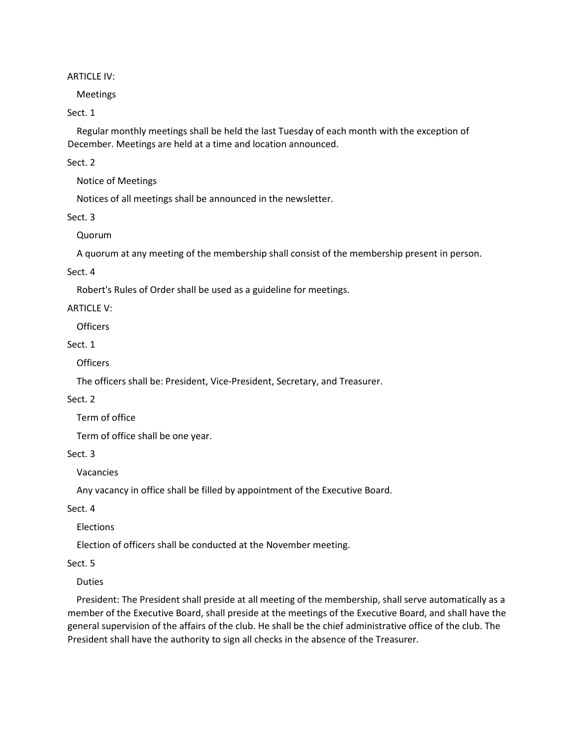## ARTICLE IV:

### Meetings

**Sect. 1**

Regular monthly meetings shall be held the last Tuesday of each month with the exception of December. Meetings are held at a time and location announced.

**Sect. 2**

Notice of Meetings

Notices of all meetings shall be announced in the newsletter.

**Sect. 3**

Quorum

A quorum at any meeting of the membership shall consist of the membership present in person.

**Sect. 4**

Robert's Rules of Order shall be used as a guideline for meetings.

## ARTICLE V:

### Officers

**Sect. 1**

Officers

The officers shall be: President, Vice-President, Secretary, and Treasurer.

**Sect. 2**

Term of office

Term of office shall be one year.

**Sect. 3**

Vacancies

Any vacancy in office shall be filled by appointment of the Executive Board.

**Sect. 4**

Elections

Election of officers shall be conducted at the November meeting.

**Sect. 5**

Duties

President: The President shall preside at all meeting of the membership, shall serve automatically as a member of the Executive Board, shall preside at the meetings of the Executive Board, and shall have the general supervision of the affairs of the club. He shall be the chief administrative office of the club. The President shall have the authority to sign all checks in the absence of the Treasurer.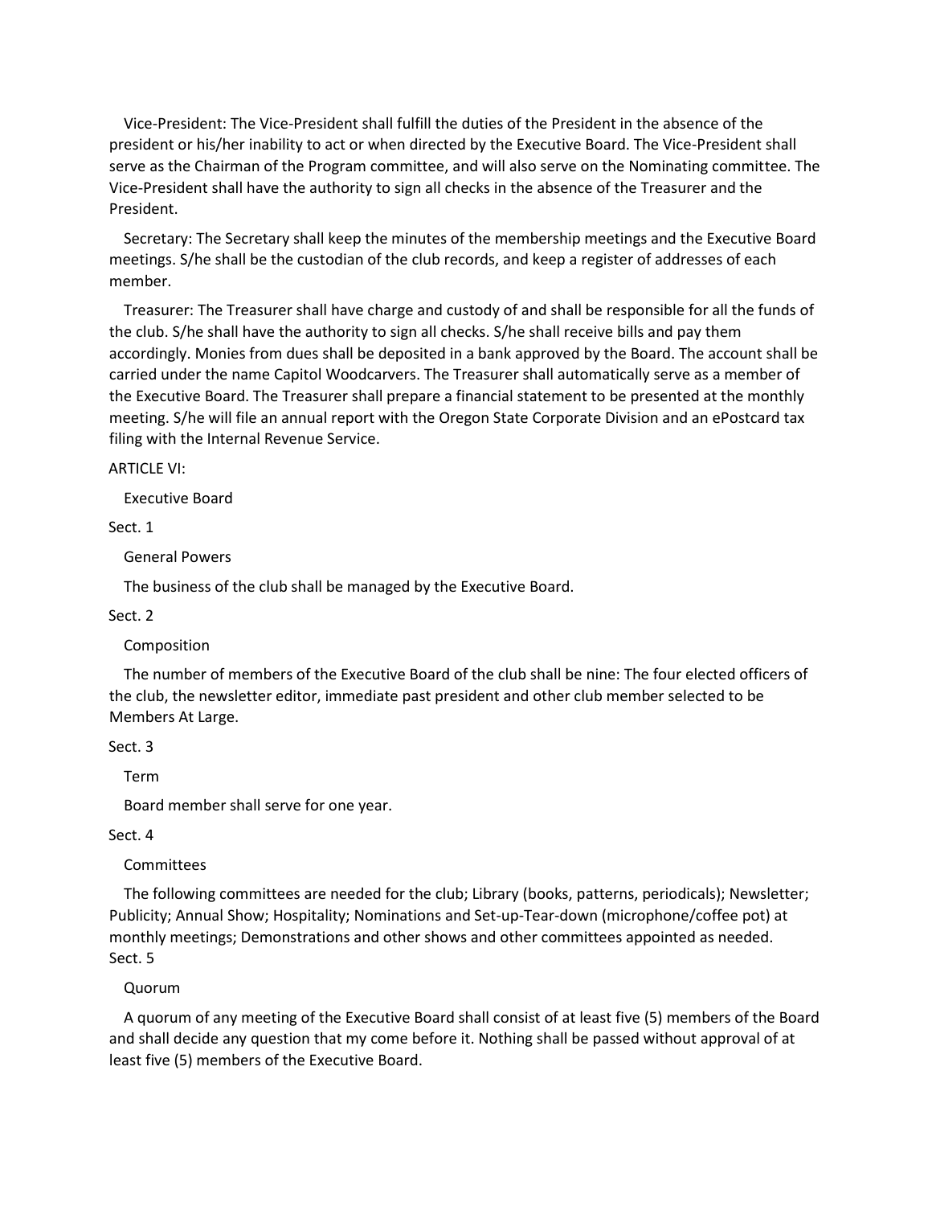Vice-President: The Vice-President shall fulfill the duties of the President in the absence of the president or his/her inability to act or when directed by the Executive Board. The Vice-President shall serve as the Chairman of the Program committee, and will also serve on the Nominating committee. The Vice-President shall have the authority to sign all checks in the absence of the Treasurer and the President.

Secretary: The Secretary shall keep the minutes of the membership meetings and the Executive Board meetings. S/he shall be the custodian of the club records, and keep a register of addresses of each member.

Treasurer: The Treasurer shall have charge and custody of and shall be responsible for all the funds of the club. S/he shall have the authority to sign all checks. S/he shall receive bills and pay them accordingly. Monies from dues shall be deposited in a bank approved by the Board. The account shall be carried under the name Capitol Woodcarvers. The Treasurer shall automatically serve as a member of the Executive Board. The Treasurer shall prepare a financial statement to be presented at the monthly meeting. S/he will file an annual report with the Oregon State Corporate Division and an ePostcard tax filing with the Internal Revenue Service.

ARTICLE VI:

Executive Board

Sect. 1

General Powers

The business of the club shall be managed by the Executive Board.

Sect. 2

Composition

The number of members of the Executive Board of the club shall be nine: The four elected officers of the club, the newsletter editor, immediate past president and other club member selected to be Members At Large.

Sect. 3

Term

Board member shall serve for one year.

Sect. 4

Committees

The following committees are needed for the club; Library (books, patterns, periodicals); Newsletter; Publicity; Annual Show; Hospitality; Nominations and Set-up-Tear-down (microphone/coffee pot) at monthly meetings; Demonstrations and other shows and other committees appointed as needed.

Sect. 5

Quorum

A quorum of any meeting of the Executive Board shall consist of at least five (5) members of the Board and shall decide any question that my come before it. Nothing shall be passed without approval of at least five (5) members of the Executive Board.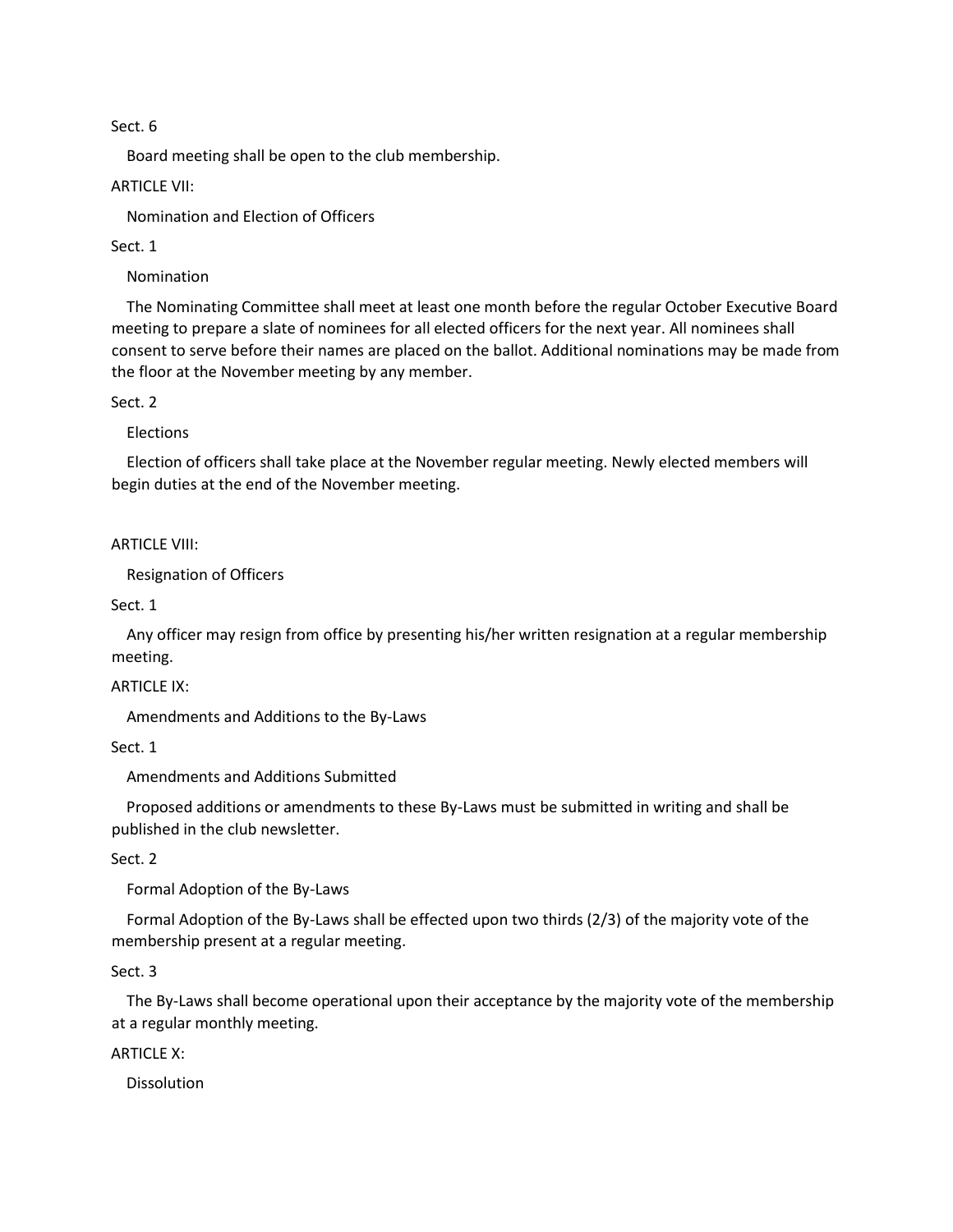Sect. 6

Board meeting shall be open to the club membership.

ARTICLE VII:

Nomination and Election of Officers

Sect. 1

Nomination

The Nominating Committee shall meet at least one month before the regular October Executive Board meeting to prepare a slate of nominees for all elected officers for the next year. All nominees shall consent to serve before their names are placed on the ballot. Additional nominations may be made from the floor at the November meeting by any member.

Sect. 2

Elections

Election of officers shall take place at the November regular meeting. Newly elected members will begin duties at the end of the November meeting.

ARTICLE VIII:

Resignation of Officers

Sect. 1

Any officer may resign from office by presenting his/her written resignation at a regular membership meeting.

ARTICLE IX:

Amendments and Additions to the By-Laws

Sect. 1

Amendments and Additions Submitted

Proposed additions or amendments to these By-Laws must be submitted in writing and shall be published in the club newsletter.

Sect. 2

Formal Adoption of the By-Laws

Formal Adoption of the By-Laws shall be effected upon two thirds (2/3) of the majority vote of the membership present at a regular meeting.

Sect. 3

The By-Laws shall become operational upon their acceptance by the majority vote of the membership at a regular monthly meeting.

ARTICLE X:

Dissolution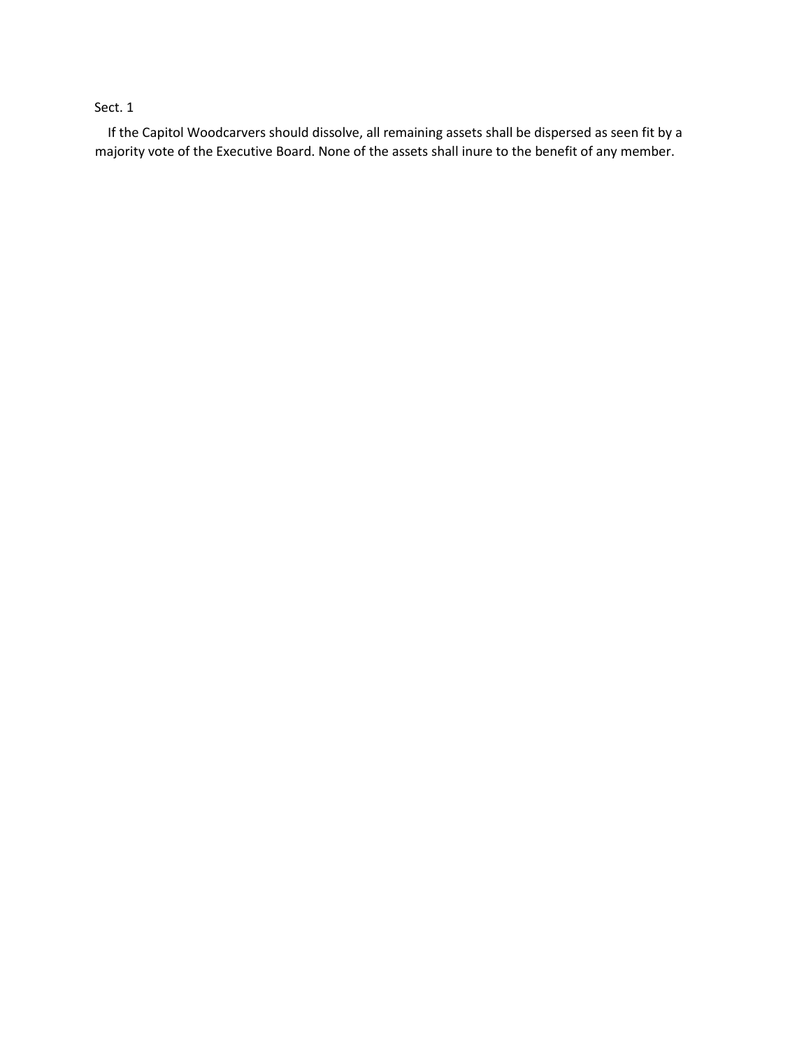Sect. 1

If the Capitol Woodcarvers should dissolve, all remaining assets shall be dispersed as seen fit by a majority vote of the Executive Board. None of the assets shall inure to the benefit of any member.